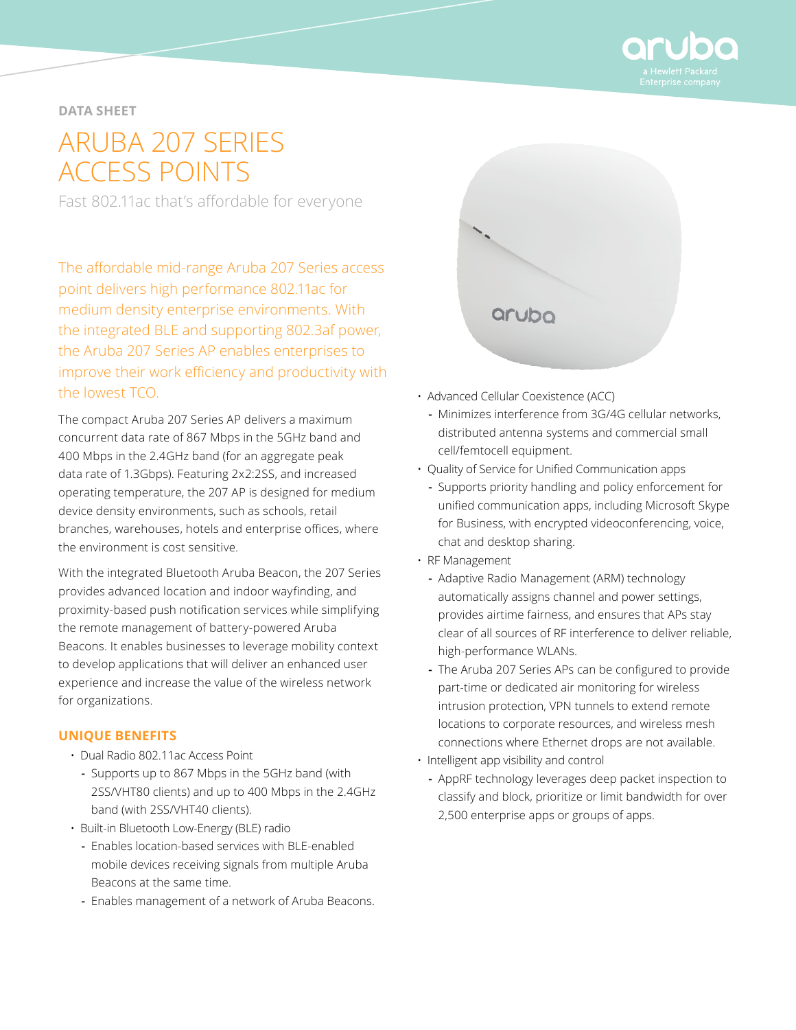DATA SHEET

# ARUBA 207 SERIES ACCESS POINTS

Fast 802.11ac that's affordable for everyone

The affordable mid-range Aruba 207 Series access point delivers high performance 802.11ac for medium density enterprise environments. With the integrated BLE and supporting 802.3af power, the Aruba 207 Series AP enables enterprises to improve their work efficiency and productivity with the lowest TCO.

The compact Aruba 207 Series AP delivers a maximum concurrent data rate of 867 Mbps in the 5GHz band and 400 Mbps in the 2.4GHz band (for an aggregate peak data rate of 1.3Gbps). Featuring 2x2:2SS, and increased operating temperature, the 207 AP is designed for medium device density environments, such as schools, retail branches, warehouses, hotels and enterprise offices, where the environment is cost sensitive.

With the integrated Bluetooth Aruba Beacon, the 207 Series provides advanced location and indoor wayfinding, and proximity-based push notification services while simplifying the remote management of battery-powered Aruba Beacons. It enables businesses to leverage mobility context to develop applications that will deliver an enhanced user experience and increase the value of the wireless network for organizations.

## UNIQUE BENEFITS

- Dual Radio 802.11ac Access Point
  - Supports up to 867 Mbps in the 5GHz band (with 2SS/VHT80 clients) and up to 400 Mbps in the 2.4GHz band (with 2SS/VHT40 clients).
- Built-in Bluetooth Low-Energy (BLE) radio
  - Enables location-based services with BLE-enabled mobile devices receiving signals from multiple Aruba Beacons at the same time.
  - Enables management of a network of Aruba Beacons.
- Advanced Cellular Coexistence (ACC)
  - Minimizes interference from 3G/4G cellular networks, distributed antenna systems and commercial small cell/femtocell equipment.
- Quality of Service for Unified Communication apps
  - Supports priority handling and policy enforcement for unified communication apps, including Microsoft Skype for Business, with encrypted videoconferencing, voice, chat and desktop sharing.
- RF Management
  - Adaptive Radio Management (ARM) technology automatically assigns channel and power settings, provides airtime fairness, and ensures that APs stay clear of all sources of RF interference to deliver reliable, high-performance WLANs.
  - The Aruba 207 Series APs can be configured to provide part-time or dedicated air monitoring for wireless intrusion protection, VPN tunnels to extend remote locations to corporate resources, and wireless mesh connections where Ethernet drops are not available.
- Intelligent app visibility and control
  - AppRF technology leverages deep packet inspection to classify and block, prioritize or limit bandwidth for over 2,500 enterprise apps or groups of apps.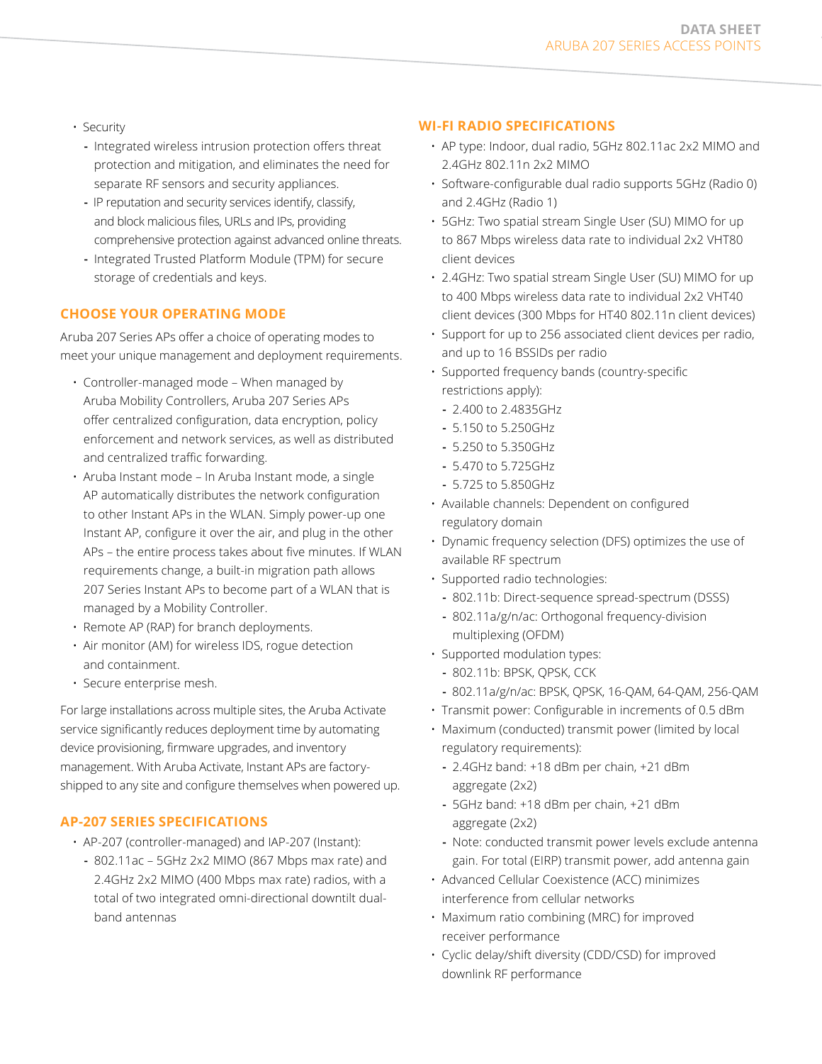- Security
  - Integrated wireless intrusion protection offers threat protection and mitigation, and eliminates the need for separate RF sensors and security appliances.
  - IP reputation and security services identify, classify, and block malicious files, URLs and IPs, providing comprehensive protection against advanced online threats.
  - Integrated Trusted Platform Module (TPM) for secure storage of credentials and keys.

## CHOOSE YOUR OPERATING MODE

Aruba 207 Series APs offer a choice of operating modes to meet your unique management and deployment requirements.

- Controller-managed mode – When managed by Aruba Mobility Controllers, Aruba 207 Series APs offer centralized configuration, data encryption, policy enforcement and network services, as well as distributed and centralized traffic forwarding.
- Aruba Instant mode – In Aruba Instant mode, a single AP automatically distributes the network configuration to other Instant APs in the WLAN. Simply power-up one Instant AP, configure it over the air, and plug in the other APs – the entire process takes about five minutes. If WLAN requirements change, a built-in migration path allows 207 Series Instant APs to become part of a WLAN that is managed by a Mobility Controller.
- Remote AP (RAP) for branch deployments.
- Air monitor (AM) for wireless IDS, rogue detection and containment.
- Secure enterprise mesh.

For large installations across multiple sites, the Aruba Activate service significantly reduces deployment time by automating device provisioning, firmware upgrades, and inventory management. With Aruba Activate, Instant APs are factory-shipped to any site and configure themselves when powered up.

## AP-207 SERIES SPECIFICATIONS

- AP-207 (controller-managed) and IAP-207 (Instant):
  - 802.11ac – 5GHz 2x2 MIMO (867 Mbps max rate) and 2.4GHz 2x2 MIMO (400 Mbps max rate) radios, with a total of two integrated omni-directional downtilt dual-band antennas

## WI-FI RADIO SPECIFICATIONS

- AP type: Indoor, dual radio, 5GHz 802.11ac 2x2 MIMO and 2.4GHz 802.11n 2x2 MIMO
- Software-configurable dual radio supports 5GHz (Radio 0) and 2.4GHz (Radio 1)
- 5GHz: Two spatial stream Single User (SU) MIMO for up to 867 Mbps wireless data rate to individual 2x2 VHT80 client devices
- 2.4GHz: Two spatial stream Single User (SU) MIMO for up to 400 Mbps wireless data rate to individual 2x2 VHT40 client devices (300 Mbps for HT40 802.11n client devices)
- Support for up to 256 associated client devices per radio, and up to 16 BSSIDs per radio
- Supported frequency bands (country-specific restrictions apply):
  - 2.400 to 2.4835GHz
  - 5.150 to 5.250GHz
  - 5.250 to 5.350GHz
  - 5.470 to 5.725GHz
  - 5.725 to 5.850GHz
- Available channels: Dependent on configured regulatory domain
- Dynamic frequency selection (DFS) optimizes the use of available RF spectrum
- Supported radio technologies:
  - 802.11b: Direct-sequence spread-spectrum (DSSS)
  - 802.11a/g/n/ac: Orthogonal frequency-division multiplexing (OFDM)
- Supported modulation types:
  - 802.11b: BPSK, QPSK, CCK
  - 802.11a/g/n/ac: BPSK, QPSK, 16-QAM, 64-QAM, 256-QAM
- Transmit power: Configurable in increments of 0.5 dBm
- Maximum (conducted) transmit power (limited by local regulatory requirements):
  - 2.4GHz band: +18 dBm per chain, +21 dBm aggregate (2x2)
  - 5GHz band: +18 dBm per chain, +21 dBm aggregate (2x2)
  - Note: conducted transmit power levels exclude antenna gain. For total (EIRP) transmit power, add antenna gain
- Advanced Cellular Coexistence (ACC) minimizes interference from cellular networks
- Maximum ratio combining (MRC) for improved receiver performance
- Cyclic delay/shift diversity (CDD/CSD) for improved downlink RF performance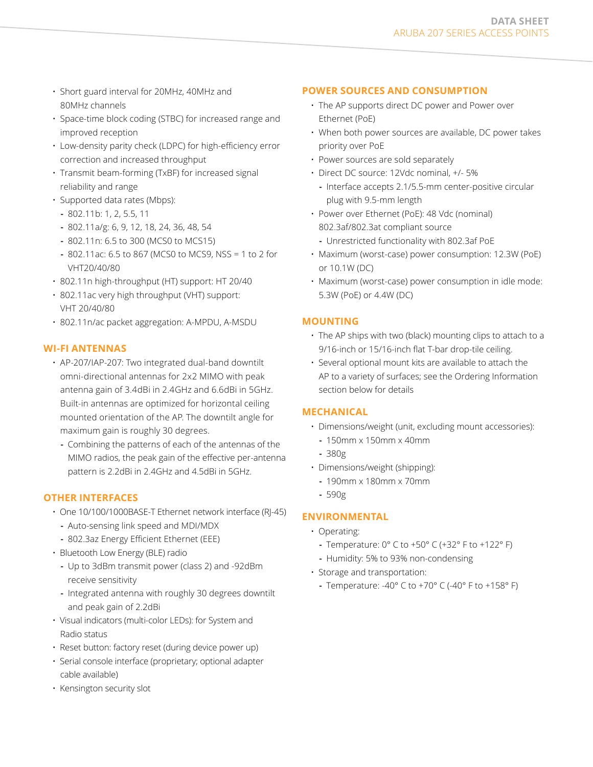- Short guard interval for 20MHz, 40MHz and 80MHz channels
- Space-time block coding (STBC) for increased range and improved reception
- Low-density parity check (LDPC) for high-efficiency error correction and increased throughput
- Transmit beam-forming (TxBF) for increased signal reliability and range
- Supported data rates (Mbps):
  - 802.11b: 1, 2, 5.5, 11
  - 802.11a/g: 6, 9, 12, 18, 24, 36, 48, 54
  - 802.11n: 6.5 to 300 (MCS0 to MCS15)
  - 802.11ac: 6.5 to 867 (MCS0 to MCS9, NSS = 1 to 2 for VHT20/40/80
- 802.11n high-throughput (HT) support: HT 20/40
- 802.11ac very high throughput (VHT) support: VHT 20/40/80
- 802.11n/ac packet aggregation: A-MPDU, A-MSDU

## WI-FI ANTENNAS

- AP-207/IAP-207: Two integrated dual-band downtilt omni-directional antennas for 2x2 MIMO with peak antenna gain of 3.4dBi in 2.4GHz and 6.6dBi in 5GHz. Built-in antennas are optimized for horizontal ceiling mounted orientation of the AP. The downtilt angle for maximum gain is roughly 30 degrees.
  - Combining the patterns of each of the antennas of the MIMO radios, the peak gain of the effective per-antenna pattern is 2.2dBi in 2.4GHz and 4.5dBi in 5GHz.

## OTHER INTERFACES

- One 10/100/1000BASE-T Ethernet network interface (RJ-45)
  - Auto-sensing link speed and MDI/MDX
  - 802.3az Energy Efficient Ethernet (EEE)
- Bluetooth Low Energy (BLE) radio
  - Up to 3dBm transmit power (class 2) and -92dBm receive sensitivity
  - Integrated antenna with roughly 30 degrees downtilt and peak gain of 2.2dBi
- Visual indicators (multi-color LEDs): for System and Radio status
- Reset button: factory reset (during device power up)
- Serial console interface (proprietary; optional adapter cable available)
- Kensington security slot

## POWER SOURCES AND CONSUMPTION

- The AP supports direct DC power and Power over Ethernet (PoE)
- When both power sources are available, DC power takes priority over PoE
- Power sources are sold separately
- Direct DC source: 12Vdc nominal, +/- 5%
  - Interface accepts 2.1/5.5-mm center-positive circular plug with 9.5-mm length
- Power over Ethernet (PoE): 48 Vdc (nominal) 802.3af/802.3at compliant source
  - Unrestricted functionality with 802.3af PoE
- Maximum (worst-case) power consumption: 12.3W (PoE) or 10.1W (DC)
- Maximum (worst-case) power consumption in idle mode: 5.3W (PoE) or 4.4W (DC)

## MOUNTING

- The AP ships with two (black) mounting clips to attach to a 9/16-inch or 15/16-inch flat T-bar drop-tile ceiling.
- Several optional mount kits are available to attach the AP to a variety of surfaces; see the Ordering Information section below for details

## MECHANICAL

- Dimensions/weight (unit, excluding mount accessories):
  - 150mm x 150mm x 40mm
  - 380g
- Dimensions/weight (shipping):
  - 190mm x 180mm x 70mm
  - 590g

## ENVIRONMENTAL

- Operating:
  - Temperature: 0° C to +50° C (+32° F to +122° F)
  - Humidity: 5% to 93% non-condensing
- Storage and transportation:
  - Temperature: -40° C to +70° C (-40° F to +158° F)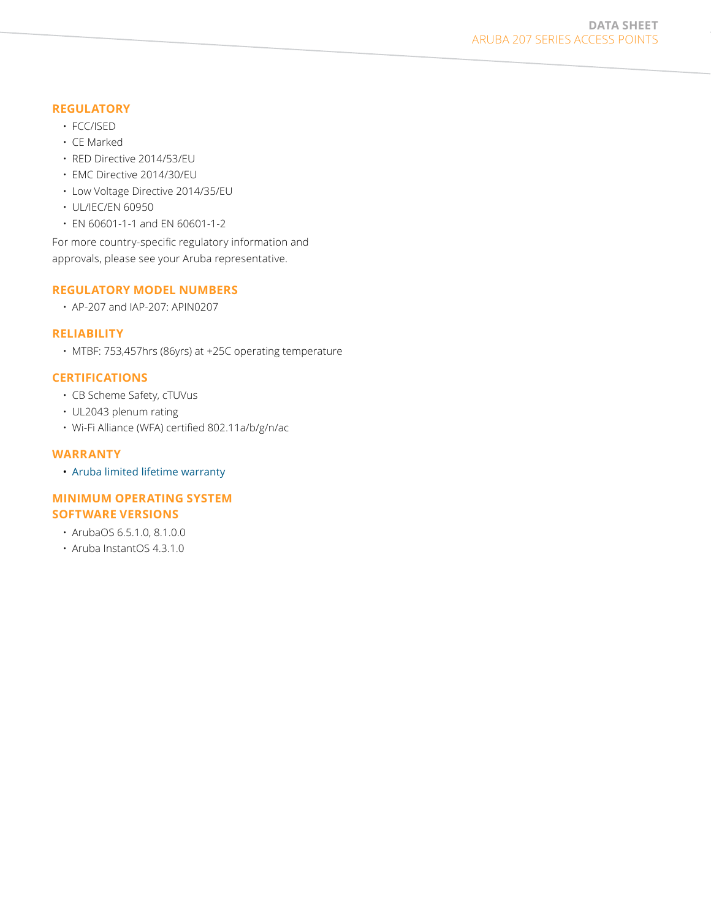### REGULATORY

- FCC/ISED
- CE Marked
- RED Directive 2014/53/EU
- EMC Directive 2014/30/EU
- Low Voltage Directive 2014/35/EU
- UL/IEC/EN 60950
- EN 60601-1-1 and EN 60601-1-2

For more country-specific regulatory information and approvals, please see your Aruba representative.

### REGULATORY MODEL NUMBERS

- AP-207 and IAP-207: APIN0207

### RELIABILITY

- MTBF: 753,457hrs (86yrs) at +25C operating temperature

### CERTIFICATIONS

- CB Scheme Safety, cTUVus
- UL2043 plenum rating
- Wi-Fi Alliance (WFA) certified 802.11a/b/g/n/ac

### WARRANTY

- Aruba limited lifetime warranty

### MINIMUM OPERATING SYSTEM SOFTWARE VERSIONS

- ArubaOS 6.5.1.0, 8.1.0.0
- Aruba InstantOS 4.3.1.0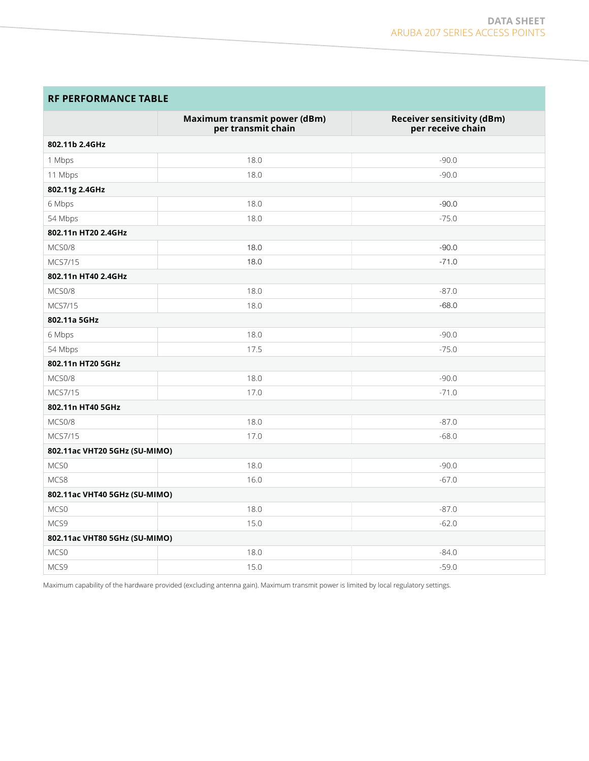## RF PERFORMANCE TABLE

| | Maximum transmit power (dBm) per transmit chain | Receiver sensitivity (dBm) per receive chain |
|---|---|---|
| **802.11b 2.4GHz** | | |
| 1 Mbps | 18.0 | -90.0 |
| 11 Mbps | 18.0 | -90.0 |
| **802.11g 2.4GHz** | | |
| 6 Mbps | 18.0 | -90.0 |
| 54 Mbps | 18.0 | -75.0 |
| **802.11n HT20 2.4GHz** | | |
| MCS0/8 | 18.0 | -90.0 |
| MCS7/15 | 18.0 | -71.0 |
| **802.11n HT40 2.4GHz** | | |
| MCS0/8 | 18.0 | -87.0 |
| MCS7/15 | 18.0 | -68.0 |
| **802.11a 5GHz** | | |
| 6 Mbps | 18.0 | -90.0 |
| 54 Mbps | 17.5 | -75.0 |
| **802.11n HT20 5GHz** | | |
| MCS0/8 | 18.0 | -90.0 |
| MCS7/15 | 17.0 | -71.0 |
| **802.11n HT40 5GHz** | | |
| MCS0/8 | 18.0 | -87.0 |
| MCS7/15 | 17.0 | -68.0 |
| **802.11ac VHT20 5GHz (SU-MIMO)** | | |
| MCS0 | 18.0 | -90.0 |
| MCS8 | 16.0 | -67.0 |
| **802.11ac VHT40 5GHz (SU-MIMO)** | | |
| MCS0 | 18.0 | -87.0 |
| MCS9 | 15.0 | -62.0 |
| **802.11ac VHT80 5GHz (SU-MIMO)** | | |
| MCS0 | 18.0 | -84.0 |
| MCS9 | 15.0 | -59.0 |

Maximum capability of the hardware provided (excluding antenna gain). Maximum transmit power is limited by local regulatory settings.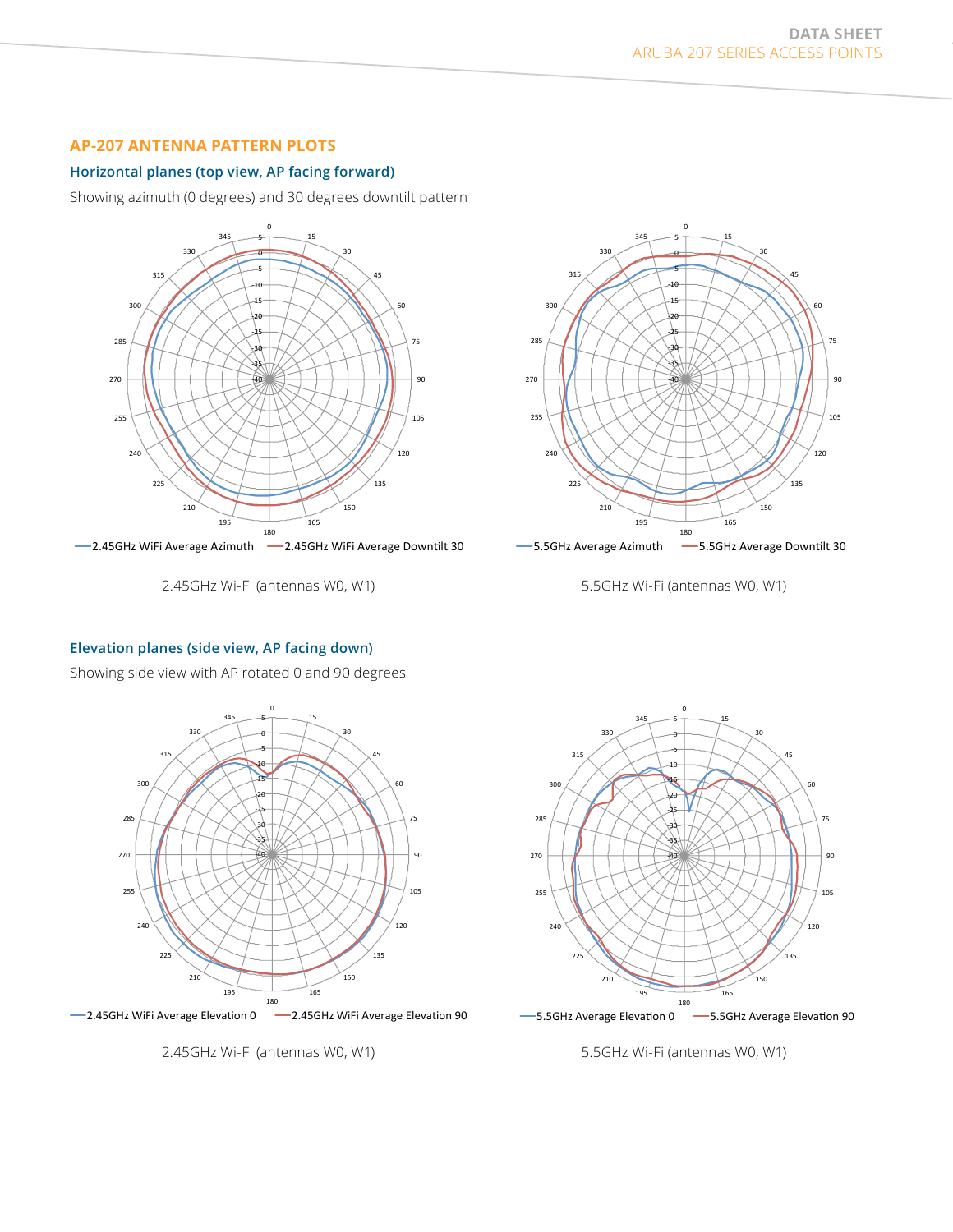## AP-207 ANTENNA PATTERN PLOTS

### Horizontal planes (top view, AP facing forward)

Showing azimuth (0 degrees) and 30 degrees downtilt pattern

—2.45GHz WiFi Average Azimuth —2.45GHz WiFi Average Downtilt 30

2.45GHz Wi-Fi (antennas W0, W1)

—5.5GHz Average Azimuth —5.5GHz Average Downtilt 30

5.5GHz Wi-Fi (antennas W0, W1)

### Elevation planes (side view, AP facing down)

Showing side view with AP rotated 0 and 90 degrees

—2.45GHz WiFi Average Elevation 0 —2.45GHz WiFi Average Elevation 90

2.45GHz Wi-Fi (antennas W0, W1)

—5.5GHz Average Elevation 0 —5.5GHz Average Elevation 90

5.5GHz Wi-Fi (antennas W0, W1)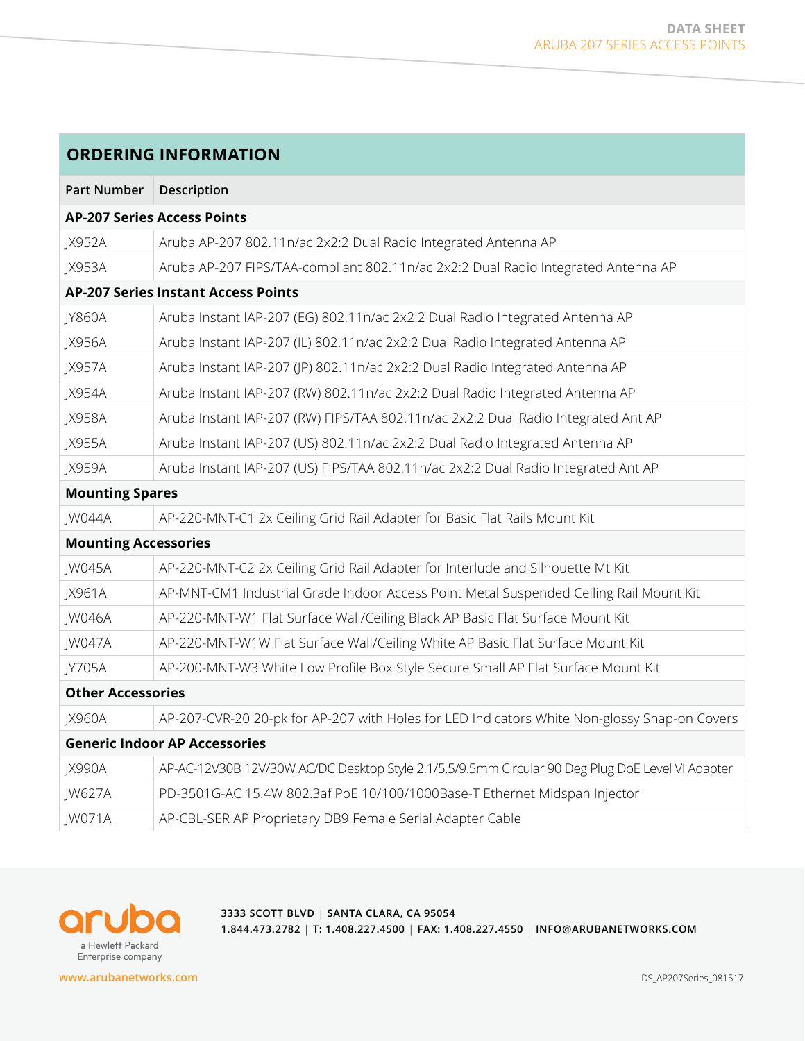## ORDERING INFORMATION

| Part Number | Description |
|---|---|
| **AP-207 Series Access Points** | |
| JX952A | Aruba AP-207 802.11n/ac 2x2:2 Dual Radio Integrated Antenna AP |
| JX953A | Aruba AP-207 FIPS/TAA-compliant 802.11n/ac 2x2:2 Dual Radio Integrated Antenna AP |
| **AP-207 Series Instant Access Points** | |
| JY860A | Aruba Instant IAP-207 (EG) 802.11n/ac 2x2:2 Dual Radio Integrated Antenna AP |
| JX956A | Aruba Instant IAP-207 (IL) 802.11n/ac 2x2:2 Dual Radio Integrated Antenna AP |
| JX957A | Aruba Instant IAP-207 (JP) 802.11n/ac 2x2:2 Dual Radio Integrated Antenna AP |
| JX954A | Aruba Instant IAP-207 (RW) 802.11n/ac 2x2:2 Dual Radio Integrated Antenna AP |
| JX958A | Aruba Instant IAP-207 (RW) FIPS/TAA 802.11n/ac 2x2:2 Dual Radio Integrated Ant AP |
| JX955A | Aruba Instant IAP-207 (US) 802.11n/ac 2x2:2 Dual Radio Integrated Antenna AP |
| JX959A | Aruba Instant IAP-207 (US) FIPS/TAA 802.11n/ac 2x2:2 Dual Radio Integrated Ant AP |
| **Mounting Spares** | |
| JW044A | AP-220-MNT-C1 2x Ceiling Grid Rail Adapter for Basic Flat Rails Mount Kit |
| **Mounting Accessories** | |
| JW045A | AP-220-MNT-C2 2x Ceiling Grid Rail Adapter for Interlude and Silhouette Mt Kit |
| JX961A | AP-MNT-CM1 Industrial Grade Indoor Access Point Metal Suspended Ceiling Rail Mount Kit |
| JW046A | AP-220-MNT-W1 Flat Surface Wall/Ceiling Black AP Basic Flat Surface Mount Kit |
| JW047A | AP-220-MNT-W1W Flat Surface Wall/Ceiling White AP Basic Flat Surface Mount Kit |
| JY705A | AP-200-MNT-W3 White Low Profile Box Style Secure Small AP Flat Surface Mount Kit |
| **Other Accessories** | |
| JX960A | AP-207-CVR-20 20-pk for AP-207 with Holes for LED Indicators White Non-glossy Snap-on Covers |
| **Generic Indoor AP Accessories** | |
| JX990A | AP-AC-12V30B 12V/30W AC/DC Desktop Style 2.1/5.5/9.5mm Circular 90 Deg Plug DoE Level VI Adapter |
| JW627A | PD-3501G-AC 15.4W 802.3af PoE 10/100/1000Base-T Ethernet Midspan Injector |
| JW071A | AP-CBL-SER AP Proprietary DB9 Female Serial Adapter Cable |

aruba
a Hewlett Packard Enterprise company

www.arubanetworks.com

**3333 SCOTT BLVD | SANTA CLARA, CA 95054**
**1.844.473.2782 | T: 1.408.227.4500 | FAX: 1.408.227.4550 | INFO@ARUBANETWORKS.COM**

DS_AP207Series_081517